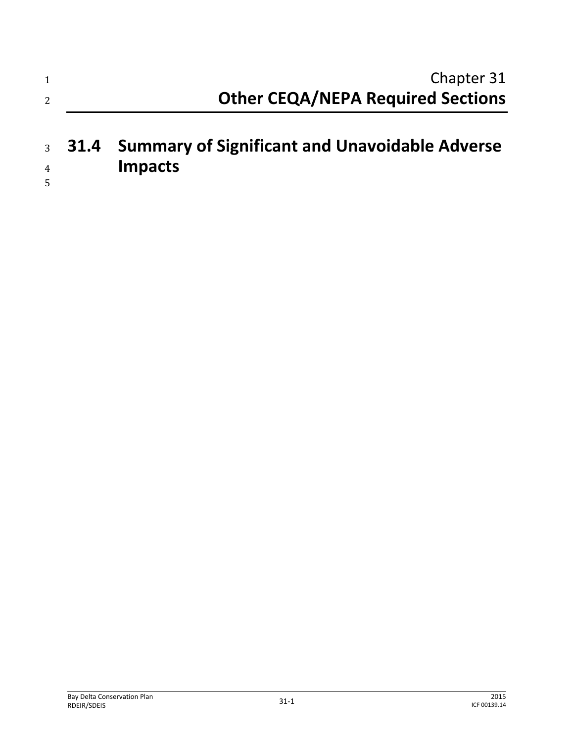Chapter 31

# Other CEQA/NEPA Required Sections

## 31.4 Summary of Significant and Unavoidable Adverse Impacts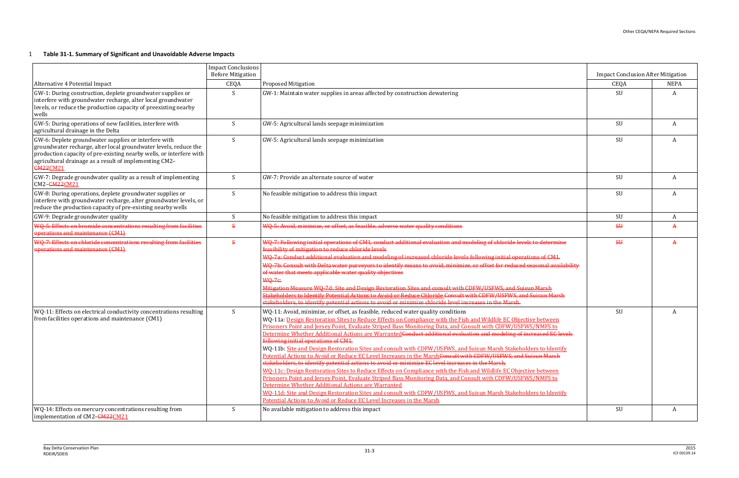**Table 31-1. Summary of Significant and Unavoidable Adverse Impacts**

| | Impact Conclusions Before Mitigation | | Impact Conclusion After Mitigation | |
|---|---|---|---|---|
| Alternative 4 Potential Impact | CEQA | Proposed Mitigation | CEQA | NEPA |
| GW-1: During construction, deplete groundwater supplies or interfere with groundwater recharge, alter local groundwater levels, or reduce the production capacity of preexisting nearby wells | S | GW-1: Maintain water supplies in areas affected by construction dewatering | SU | A |
| GW-5: During operations of new facilities, interfere with agricultural drainage in the Delta | S | GW-5: Agricultural lands seepage minimization | SU | A |
| GW-6: Deplete groundwater supplies or interfere with groundwater recharge, alter local groundwater levels, reduce the production capacity of pre-existing nearby wells, or interfere with agricultural drainage as a result of implementing CM2–~~CM22~~CM21 | S | GW-5: Agricultural lands seepage minimization | SU | A |
| GW-7: Degrade groundwater quality as a result of implementing CM2–~~CM22~~CM21 | S | GW-7: Provide an alternate source of water | SU | A |
| GW-8: During operations, deplete groundwater supplies or interfere with groundwater recharge, alter groundwater levels, or reduce the production capacity of pre-existing nearby wells | S | No feasible mitigation to address this impact | SU | A |
| GW-9: Degrade groundwater quality | S | No feasible mitigation to address this impact | SU | A |
| ~~WQ-5: Effects on bromide concentrations resulting from facilities operations and maintenance (CM1)~~ | ~~S~~ | ~~WQ-5: Avoid, minimize, or offset, as feasible, adverse water quality conditions~~ | ~~SU~~ | ~~A~~ |
| ~~WQ-7: Effects on chloride concentrations resulting from facilities operations and maintenance (CM1)~~ | ~~S~~ | ~~WQ-7: Following initial operations of CM1, conduct additional evaluation and modeling of chloride levels to determine feasibility of mitigation to reduce chloride levels~~<br>~~WQ-7a: Conduct additional evaluation and modeling of increased chloride levels following initial operations of CM1.~~<br>~~WQ-7b: Consult with Delta water purveyors to identify means to avoid, minimize, or offset for reduced seasonal availability of water that meets applicable water quality objectives~~<br>~~WQ-7c:~~<br>~~Mitigation Measure WQ-7d: Site and Design Restoration Sites and consult with CDFW/USFWS, and Suisun Marsh Stakeholders to Identify Potential Actions to Avoid or Reduce Chloride Consult with CDFW/USFWS, and Suisun Marsh stakeholders, to identify potential actions to avoid or minimize chloride level increases in the Marsh.~~ | ~~SU~~ | ~~A~~ |
| WQ-11: Effects on electrical conductivity concentrations resulting from facilities operations and maintenance (CM1) | S | WQ-11: Avoid, minimize, or offset, as feasible, reduced water quality conditions<br>WQ-11a: Design Restoration Sites to Reduce Effects on Compliance with the Fish and Wildlife EC Objective between Prisoners Point and Jersey Point, Evaluate Striped Bass Monitoring Data, and Consult with CDFW/USFWS/NMFS to Determine Whether Additional Actions are Warranted~~Conduct additional evaluation and modeling of increased EC levels following initial operations of CM1.~~<br>WQ-11b: Site and Design Restoration Sites and consult with CDFW/USFWS, and Suisun Marsh Stakeholders to Identify Potential Actions to Avoid or Reduce EC Level Increases in the Marsh~~Consult with CDFW/USFWS, and Suisun Marsh stakeholders, to identify potential actions to avoid or minimize EC level increases in the Marsh.~~<br>WQ-11c: Design Restoration Sites to Reduce Effects on Compliance with the Fish and Wildlife EC Objective between Prisoners Point and Jersey Point, Evaluate Striped Bass Monitoring Data, and Consult with CDFW/USFWS/NMFS to Determine Whether Additional Actions are Warranted<br>WQ-11d: Site and Design Restoration Sites and consult with CDFW/USFWS, and Suisun Marsh Stakeholders to Identify Potential Actions to Avoid or Reduce EC Level Increases in the Marsh | SU | A |
| WQ-14: Effects on mercury concentrations resulting from implementation of CM2–~~CM22~~CM21 | S | No available mitigation to address this impact | SU | A |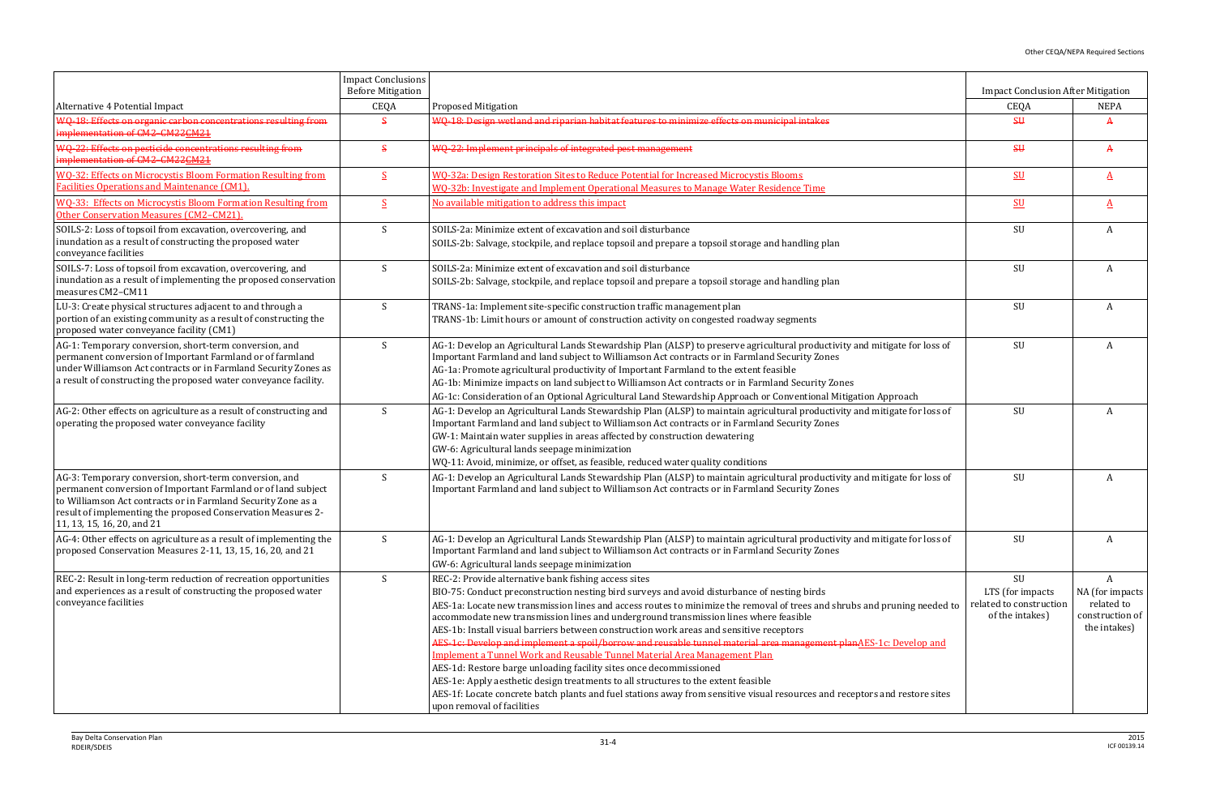| Alternative 4 Potential Impact | Impact Conclusions Before Mitigation | Proposed Mitigation | Impact Conclusion After Mitigation | |
|---|---|---|---|---|
| | CEQA | | CEQA | NEPA |
| ~~WQ-18: Effects on organic carbon concentrations resulting from implementation of CM2–CM22CM21~~ | ~~S~~ | ~~WQ-18: Design wetland and riparian habitat features to minimize effects on municipal intakes~~ | ~~SU~~ | ~~A~~ |
| ~~WQ-22: Effects on pesticide concentrations resulting from implementation of CM2–CM22CM21~~ | ~~S~~ | ~~WQ-22: Implement principals of integrated pest management~~ | ~~SU~~ | ~~A~~ |
| WQ-32: Effects on Microcystis Bloom Formation Resulting from Facilities Operations and Maintenance (CM1). | S | WQ-32a: Design Restoration Sites to Reduce Potential for Increased Microcystis Blooms<br>WQ-32b: Investigate and Implement Operational Measures to Manage Water Residence Time | SU | A |
| WQ-33: Effects on Microcystis Bloom Formation Resulting from Other Conservation Measures (CM2–CM21). | S | No available mitigation to address this impact | SU | A |
| SOILS-2: Loss of topsoil from excavation, overcovering, and inundation as a result of constructing the proposed water conveyance facilities | S | SOILS-2a: Minimize extent of excavation and soil disturbance<br>SOILS-2b: Salvage, stockpile, and replace topsoil and prepare a topsoil storage and handling plan | SU | A |
| SOILS-7: Loss of topsoil from excavation, overcovering, and inundation as a result of implementing the proposed conservation measures CM2–CM11 | S | SOILS-2a: Minimize extent of excavation and soil disturbance<br>SOILS-2b: Salvage, stockpile, and replace topsoil and prepare a topsoil storage and handling plan | SU | A |
| LU-3: Create physical structures adjacent to and through a portion of an existing community as a result of constructing the proposed water conveyance facility (CM1) | S | TRANS-1a: Implement site-specific construction traffic management plan<br>TRANS-1b: Limit hours or amount of construction activity on congested roadway segments | SU | A |
| AG-1: Temporary conversion, short-term conversion, and permanent conversion of Important Farmland and of farmland under Williamson Act contracts or in Farmland Security Zones as a result of constructing the proposed water conveyance facility. | S | AG-1: Develop an Agricultural Lands Stewardship Plan (ALSP) to preserve agricultural productivity and mitigate for loss of Important Farmland and land subject to Williamson Act contracts or in Farmland Security Zones<br>AG-1a: Promote agricultural productivity of Important Farmland to the extent feasible<br>AG-1b: Minimize impacts on land subject to Williamson Act contracts or in Farmland Security Zones<br>AG-1c: Consideration of an Optional Agricultural Land Stewardship Approach or Conventional Mitigation Approach | SU | A |
| AG-2: Other effects on agriculture as a result of constructing and operating the proposed water conveyance facility | S | AG-1: Develop an Agricultural Lands Stewardship Plan (ALSP) to maintain agricultural productivity and mitigate for loss of Important Farmland and land subject to Williamson Act contracts or in Farmland Security Zones<br>GW-1: Maintain water supplies in areas affected by construction dewatering<br>GW-6: Agricultural lands seepage minimization<br>WQ-11: Avoid, minimize, or offset, as feasible, reduced water quality conditions | SU | A |
| AG-3: Temporary conversion, short-term conversion, and permanent conversion of Important Farmland or of land subject to Williamson Act contracts or in Farmland Security Zone as a result of implementing the proposed Conservation Measures 2-11, 13, 15, 16, 20, and 21 | S | AG-1: Develop an Agricultural Lands Stewardship Plan (ALSP) to maintain agricultural productivity and mitigate for loss of Important Farmland and land subject to Williamson Act contracts or in Farmland Security Zones | SU | A |
| AG-4: Other effects on agriculture as a result of implementing the proposed Conservation Measures 2-11, 13, 15, 16, 20, and 21 | S | AG-1: Develop an Agricultural Lands Stewardship Plan (ALSP) to maintain agricultural productivity and mitigate for loss of Important Farmland and land subject to Williamson Act contracts or in Farmland Security Zones<br>GW-6: Agricultural lands seepage minimization | SU | A |
| REC-2: Result in long-term reduction of recreation opportunities and experiences as a result of constructing the proposed water conveyance facilities | S | REC-2: Provide alternative bank fishing access sites<br>BIO-75: Conduct preconstruction nesting bird surveys and avoid disturbance of nesting birds<br>AES-1a: Locate new transmission lines and access routes to minimize the removal of trees and shrubs and pruning needed to accommodate new transmission lines and underground transmission lines where feasible<br>AES-1b: Install visual barriers between construction work areas and sensitive receptors<br>~~AES-1c: Develop and implement a spoil/borrow and reusable tunnel material area management plan~~AES-1c: Develop and Implement a Tunnel Work and Reusable Tunnel Material Area Management Plan<br>AES-1d: Restore barge unloading facility sites once decommissioned<br>AES-1e: Apply aesthetic design treatments to all structures to the extent feasible<br>AES-1f: Locate concrete batch plants and fuel stations away from sensitive visual resources and receptors and restore sites upon removal of facilities | SU<br>LTS (for impacts related to construction of the intakes) | A<br>NA (for impacts related to construction of the intakes) |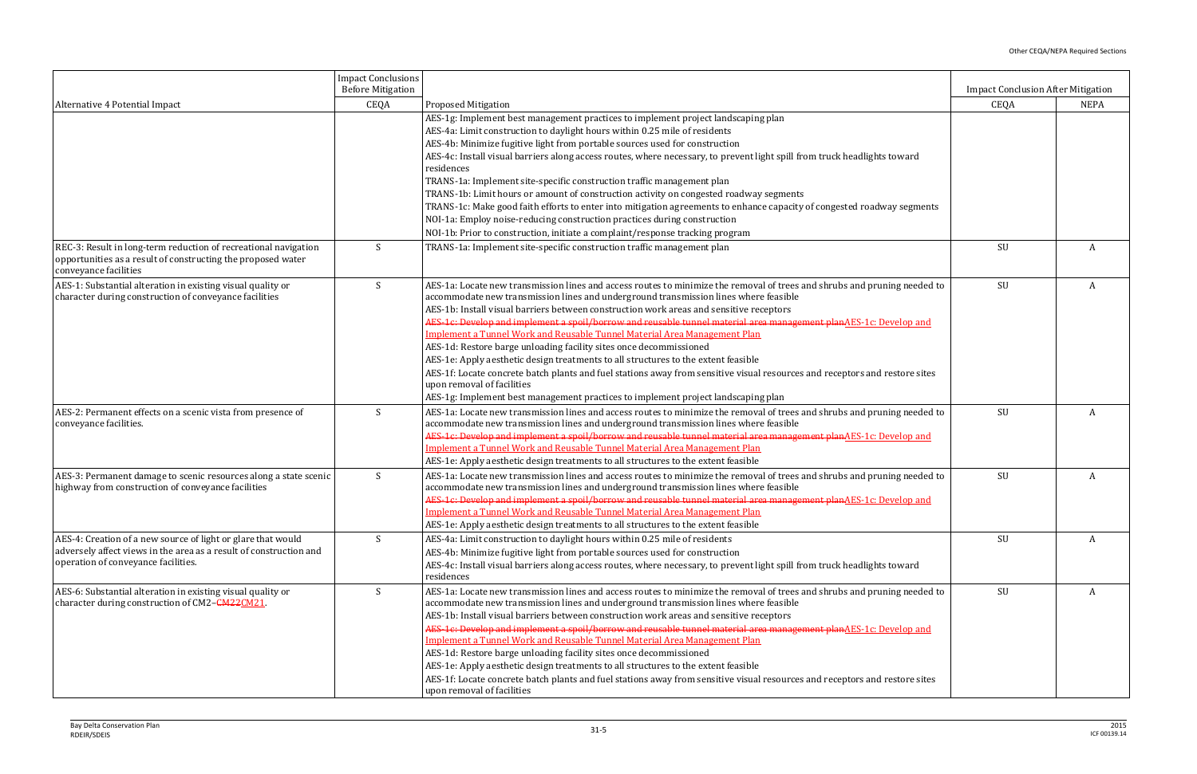| Alternative 4 Potential Impact | Impact Conclusions Before Mitigation | Proposed Mitigation | Impact Conclusion After Mitigation | |
|---|---|---|---|---|
| | CEQA | | CEQA | NEPA |
| | | AES-1g: Implement best management practices to implement project landscaping plan<br>AES-4a: Limit construction to daylight hours within 0.25 mile of residents<br>AES-4b: Minimize fugitive light from portable sources used for construction<br>AES-4c: Install visual barriers along access routes, where necessary, to prevent light spill from truck headlights toward residences<br>TRANS-1a: Implement site-specific construction traffic management plan<br>TRANS-1b: Limit hours or amount of construction activity on congested roadway segments<br>TRANS-1c: Make good faith efforts to enter into mitigation agreements to enhance capacity of congested roadway segments<br>NOI-1a: Employ noise-reducing construction practices during construction<br>NOI-1b: Prior to construction, initiate a complaint/response tracking program | | |
| REC-3: Result in long-term reduction of recreational navigation opportunities as a result of constructing the proposed water conveyance facilities | S | TRANS-1a: Implement site-specific construction traffic management plan | SU | A |
| AES-1: Substantial alteration in existing visual quality or character during construction of conveyance facilities | S | AES-1a: Locate new transmission lines and access routes to minimize the removal of trees and shrubs and pruning needed to accommodate new transmission lines and underground transmission lines where feasible<br>AES-1b: Install visual barriers between construction work areas and sensitive receptors<br>~~AES-1c: Develop and implement a spoil/borrow and reusable tunnel material area management plan~~AES-1c: Develop and Implement a Tunnel Work and Reusable Tunnel Material Area Management Plan<br>AES-1d: Restore barge unloading facility sites once decommissioned<br>AES-1e: Apply aesthetic design treatments to all structures to the extent feasible<br>AES-1f: Locate concrete batch plants and fuel stations away from sensitive visual resources and receptors and restore sites upon removal of facilities<br>AES-1g: Implement best management practices to implement project landscaping plan | SU | A |
| AES-2: Permanent effects on a scenic vista from presence of conveyance facilities. | S | AES-1a: Locate new transmission lines and access routes to minimize the removal of trees and shrubs and pruning needed to accommodate new transmission lines and underground transmission lines where feasible<br>~~AES-1c: Develop and implement a spoil/borrow and reusable tunnel material area management plan~~AES-1c: Develop and Implement a Tunnel Work and Reusable Tunnel Material Area Management Plan<br>AES-1e: Apply aesthetic design treatments to all structures to the extent feasible | SU | A |
| AES-3: Permanent damage to scenic resources along a state scenic highway from construction of conveyance facilities | S | AES-1a: Locate new transmission lines and access routes to minimize the removal of trees and shrubs and pruning needed to accommodate new transmission lines and underground transmission lines where feasible<br>~~AES-1c: Develop and implement a spoil/borrow and reusable tunnel material area management plan~~AES-1c: Develop and Implement a Tunnel Work and Reusable Tunnel Material Area Management Plan<br>AES-1e: Apply aesthetic design treatments to all structures to the extent feasible | SU | A |
| AES-4: Creation of a new source of light or glare that would adversely affect views in the area as a result of construction and operation of conveyance facilities. | S | AES-4a: Limit construction to daylight hours within 0.25 mile of residents<br>AES-4b: Minimize fugitive light from portable sources used for construction<br>AES-4c: Install visual barriers along access routes, where necessary, to prevent light spill from truck headlights toward residences | SU | A |
| AES-6: Substantial alteration in existing visual quality or character during construction of CM2–~~CM22~~CM21. | S | AES-1a: Locate new transmission lines and access routes to minimize the removal of trees and shrubs and pruning needed to accommodate new transmission lines and underground transmission lines where feasible<br>AES-1b: Install visual barriers between construction work areas and sensitive receptors<br>~~AES-1c: Develop and implement a spoil/borrow and reusable tunnel material area management plan~~AES-1c: Develop and Implement a Tunnel Work and Reusable Tunnel Material Area Management Plan<br>AES-1d: Restore barge unloading facility sites once decommissioned<br>AES-1e: Apply aesthetic design treatments to all structures to the extent feasible<br>AES-1f: Locate concrete batch plants and fuel stations away from sensitive visual resources and receptors and restore sites upon removal of facilities | SU | A |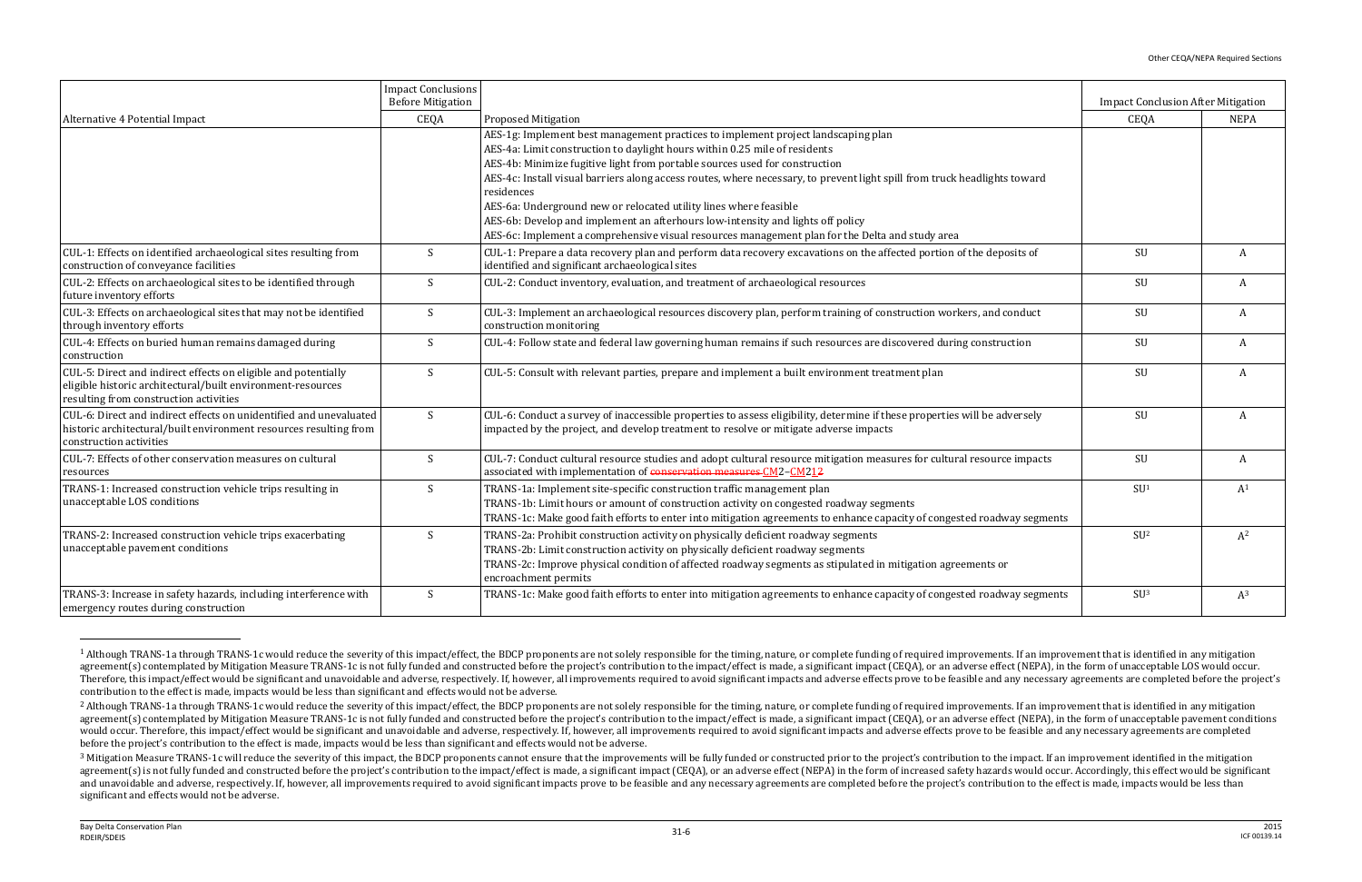| Alternative 4 Potential Impact | Impact Conclusions Before Mitigation CEQA | Proposed Mitigation | Impact Conclusion After Mitigation CEQA | Impact Conclusion After Mitigation NEPA |
|---|---|---|---|---|
| | | AES-1g: Implement best management practices to implement project landscaping plan<br>AES-4a: Limit construction to daylight hours within 0.25 mile of residents<br>AES-4b: Minimize fugitive light from portable sources used for construction<br>AES-4c: Install visual barriers along access routes, where necessary, to prevent light spill from truck headlights toward residences<br>AES-6a: Underground new or relocated utility lines where feasible<br>AES-6b: Develop and implement an afterhours low-intensity and lights off policy<br>AES-6c: Implement a comprehensive visual resources management plan for the Delta and study area | | |
| CUL-1: Effects on identified archaeological sites resulting from construction of conveyance facilities | S | CUL-1: Prepare a data recovery plan and perform data recovery excavations on the affected portion of the deposits of identified and significant archaeological sites | SU | A |
| CUL-2: Effects on archaeological sites to be identified through future inventory efforts | S | CUL-2: Conduct inventory, evaluation, and treatment of archaeological resources | SU | A |
| CUL-3: Effects on archaeological sites that may not be identified through inventory efforts | S | CUL-3: Implement an archaeological resources discovery plan, perform training of construction workers, and conduct construction monitoring | SU | A |
| CUL-4: Effects on buried human remains damaged during construction | S | CUL-4: Follow state and federal law governing human remains if such resources are discovered during construction | SU | A |
| CUL-5: Direct and indirect effects on eligible and potentially eligible historic architectural/built environment-resources resulting from construction activities | S | CUL-5: Consult with relevant parties, prepare and implement a built environment treatment plan | SU | A |
| CUL-6: Direct and indirect effects on unidentified and unevaluated historic architectural/built environment resources resulting from construction activities | S | CUL-6: Conduct a survey of inaccessible properties to assess eligibility, determine if these properties will be adversely impacted by the project, and develop treatment to resolve or mitigate adverse impacts | SU | A |
| CUL-7: Effects of other conservation measures on cultural resources | S | CUL-7: Conduct cultural resource studies and adopt cultural resource mitigation measures for cultural resource impacts associated with implementation of ~~conservation measures~~ CM2–CM212 | SU | A |
| TRANS-1: Increased construction vehicle trips resulting in unacceptable LOS conditions | S | TRANS-1a: Implement site-specific construction traffic management plan<br>TRANS-1b: Limit hours or amount of construction activity on congested roadway segments<br>TRANS-1c: Make good faith efforts to enter into mitigation agreements to enhance capacity of congested roadway segments | SU[1] | A[1] |
| TRANS-2: Increased construction vehicle trips exacerbating unacceptable pavement conditions | S | TRANS-2a: Prohibit construction activity on physically deficient roadway segments<br>TRANS-2b: Limit construction activity on physically deficient roadway segments<br>TRANS-2c: Improve physical condition of affected roadway segments as stipulated in mitigation agreements or encroachment permits | SU[2] | A[2] |
| TRANS-3: Increase in safety hazards, including interference with emergency routes during construction | S | TRANS-1c: Make good faith efforts to enter into mitigation agreements to enhance capacity of congested roadway segments | SU[3] | A[3] |

[1] Although TRANS-1a through TRANS-1c would reduce the severity of this impact/effect, the BDCP proponents are not solely responsible for the timing, nature, or complete funding of required improvements. If an improvement that is identified in any mitigation agreement(s) contemplated by Mitigation Measure TRANS-1c is not fully funded and constructed before the project's contribution to the impact/effect is made, a significant impact (CEQA), or an adverse effect (NEPA), in the form of unacceptable LOS would occur. Therefore, this impact/effect would be significant and unavoidable and adverse, respectively. If, however, all improvements required to avoid significant impacts and adverse effects prove to be feasible and any necessary agreements are completed before the project's contribution to the effect is made, impacts would be less than significant and effects would not be adverse.

[2] Although TRANS-1a through TRANS-1c would reduce the severity of this impact/effect, the BDCP proponents are not solely responsible for the timing, nature, or complete funding of required improvements. If an improvement that is identified in any mitigation agreement(s) contemplated by Mitigation Measure TRANS-1c is not fully funded and constructed before the project's contribution to the impact/effect is made, a significant impact (CEQA), or an adverse effect (NEPA), in the form of unacceptable pavement conditions would occur. Therefore, this impact/effect would be significant and unavoidable and adverse, respectively. If, however, all improvements required to avoid significant impacts and adverse effects prove to be feasible and any necessary agreements are completed before the project's contribution to the effect is made, impacts would be less than significant and effects would not be adverse.

[3] Mitigation Measure TRANS-1c will reduce the severity of this impact, the BDCP proponents cannot ensure that the improvements will be fully funded or constructed prior to the project's contribution to the impact. If an improvement identified in the mitigation agreement(s) is not fully funded and constructed before the project's contribution to the impact/effect is made, a significant impact (CEQA), or an adverse effect (NEPA) in the form of increased safety hazards would occur. Accordingly, this effect would be significant and unavoidable and adverse, respectively. If, however, all improvements required to avoid significant impacts prove to be feasible and any necessary agreements are completed before the project's contribution to the effect is made, impacts would be less than significant and effects would not be adverse.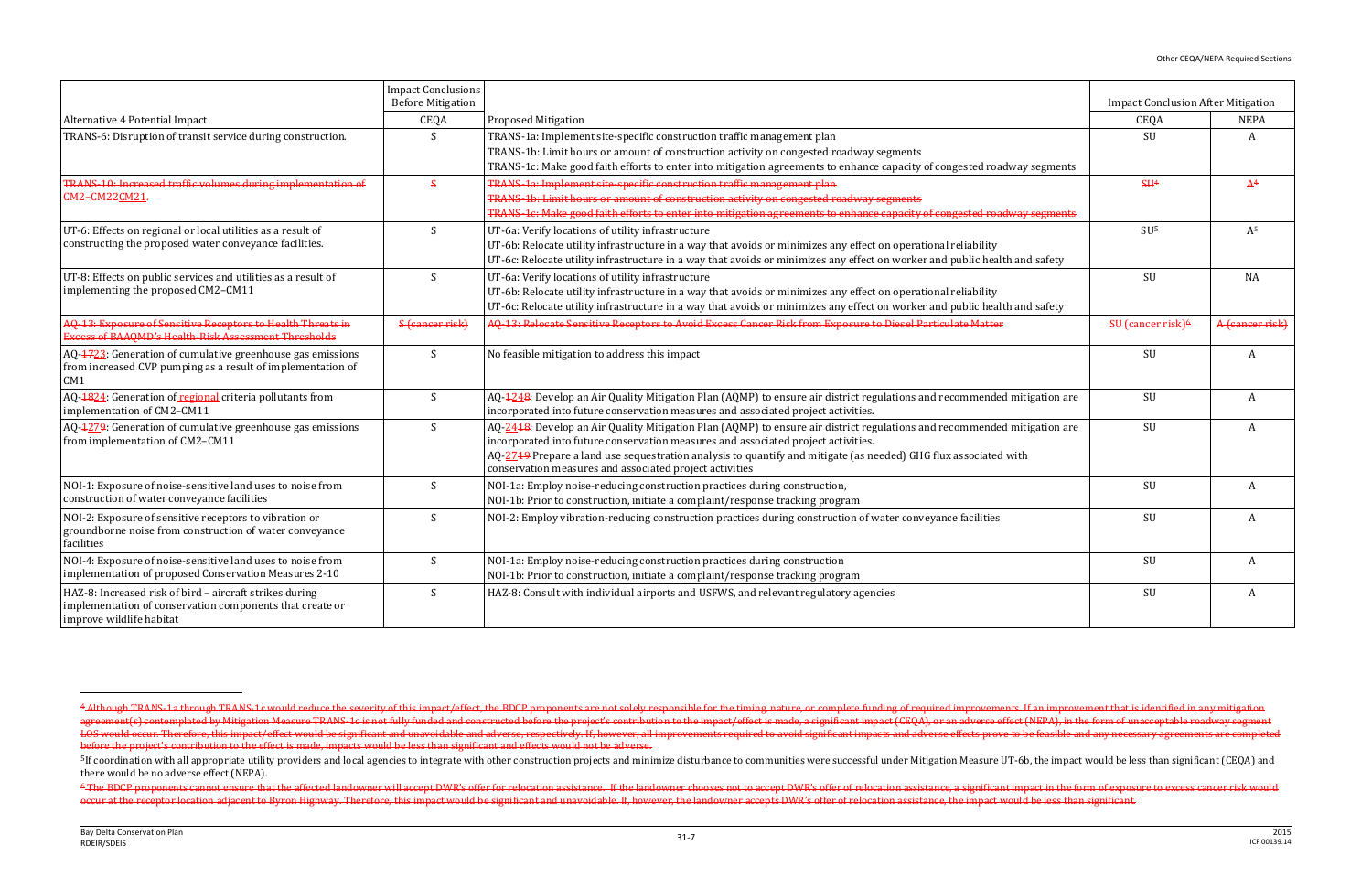| Alternative 4 Potential Impact | Impact Conclusions Before Mitigation | Proposed Mitigation | Impact Conclusion After Mitigation | |
|---|---|---|---|---|
| | CEQA | | CEQA | NEPA |
| TRANS-6: Disruption of transit service during construction. | S | TRANS-1a: Implement site-specific construction traffic management plan<br>TRANS-1b: Limit hours or amount of construction activity on congested roadway segments<br>TRANS-1c: Make good faith efforts to enter into mitigation agreements to enhance capacity of congested roadway segments | SU | A |
| ~~TRANS-10: Increased traffic volumes during implementation of CM2–CM22~~CM21. | ~~S~~ | ~~TRANS-1a: Implement site-specific construction traffic management plan~~<br>~~TRANS-1b: Limit hours or amount of construction activity on congested roadway segments~~<br>~~TRANS-1c: Make good faith efforts to enter into mitigation agreements to enhance capacity of congested roadway segments~~ | ~~SU[4]~~ | ~~A[4]~~ |
| UT-6: Effects on regional or local utilities as a result of constructing the proposed water conveyance facilities. | S | UT-6a: Verify locations of utility infrastructure<br>UT-6b: Relocate utility infrastructure in a way that avoids or minimizes any effect on operational reliability<br>UT-6c: Relocate utility infrastructure in a way that avoids or minimizes any effect on worker and public health and safety | SU[5] | A[5] |
| UT-8: Effects on public services and utilities as a result of implementing the proposed CM2–CM11 | S | UT-6a: Verify locations of utility infrastructure<br>UT-6b: Relocate utility infrastructure in a way that avoids or minimizes any effect on operational reliability<br>UT-6c: Relocate utility infrastructure in a way that avoids or minimizes any effect on worker and public health and safety | SU | NA |
| ~~AQ-13: Exposure of Sensitive Receptors to Health Threats in Excess of BAAQMD's Health-Risk Assessment Thresholds~~ | ~~S (cancer risk)~~ | ~~AQ-13: Relocate Sensitive Receptors to Avoid Excess Cancer Risk from Exposure to Diesel Particulate Matter~~ | ~~SU (cancer risk)[6]~~ | ~~A (cancer risk)~~ |
| AQ-~~17~~23: Generation of cumulative greenhouse gas emissions from increased CVP pumping as a result of implementation of CM1 | S | No feasible mitigation to address this impact | SU | A |
| AQ-~~18~~24: Generation of regional criteria pollutants from implementation of CM2–CM11 | S | AQ-~~12~~48: Develop an Air Quality Mitigation Plan (AQMP) to ensure air district regulations and recommended mitigation are incorporated into future conservation measures and associated project activities. | SU | A |
| AQ-~~17~~29: Generation of cumulative greenhouse gas emissions from implementation of CM2–CM11 | S | AQ-~~24~~18: Develop an Air Quality Mitigation Plan (AQMP) to ensure air district regulations and recommended mitigation are incorporated into future conservation measures and associated project activities.<br>AQ-27~~19~~ Prepare a land use sequestration analysis to quantify and mitigate (as needed) GHG flux associated with conservation measures and associated project activities | SU | A |
| NOI-1: Exposure of noise-sensitive land uses to noise from construction of water conveyance facilities | S | NOI-1a: Employ noise-reducing construction practices during construction,<br>NOI-1b: Prior to construction, initiate a complaint/response tracking program | SU | A |
| NOI-2: Exposure of sensitive receptors to vibration or groundborne noise from construction of water conveyance facilities | S | NOI-2: Employ vibration-reducing construction practices during construction of water conveyance facilities | SU | A |
| NOI-4: Exposure of noise-sensitive land uses to noise from implementation of proposed Conservation Measures 2-10 | S | NOI-1a: Employ noise-reducing construction practices during construction<br>NOI-1b: Prior to construction, initiate a complaint/response tracking program | SU | A |
| HAZ-8: Increased risk of bird – aircraft strikes during implementation of conservation components that create or improve wildlife habitat | S | HAZ-8: Consult with individual airports and USFWS, and relevant regulatory agencies | SU | A |

~~[4] Although TRANS-1a through TRANS-1c would reduce the severity of this impact/effect, the BDCP proponents are not solely responsible for the timing, nature, or complete funding of required improvements. If an improvement that is identified in any mitigation agreement(s) contemplated by Mitigation Measure TRANS-1c is not fully funded and constructed before the project's contribution to the impact/effect is made, a significant impact (CEQA), or an adverse effect (NEPA), in the form of unacceptable roadway segment LOS would occur. Therefore, this impact/effect would be significant and unavoidable and adverse, respectively. If, however, all improvements required to avoid significant impacts and adverse effects prove to be feasible and any necessary agreements are completed before the project's contribution to the effect is made, impacts would be less than significant and effects would not be adverse.~~

[5] If coordination with all appropriate utility providers and local agencies to integrate with other construction projects and minimize disturbance to communities were successful under Mitigation Measure UT-6b, the impact would be less than significant (CEQA) and there would be no adverse effect (NEPA).

~~[6] The BDCP proponents cannot ensure that the affected landowner will accept DWR's offer for relocation assistance. If the landowner chooses not to accept DWR's offer of relocation assistance, a significant impact in the form of exposure to excess cancer risk would occur at the receptor location adjacent to Byron Highway. Therefore, this impact would be significant and unavoidable. If, however, the landowner accepts DWR's offer of relocation assistance, the impact would be less than significant.~~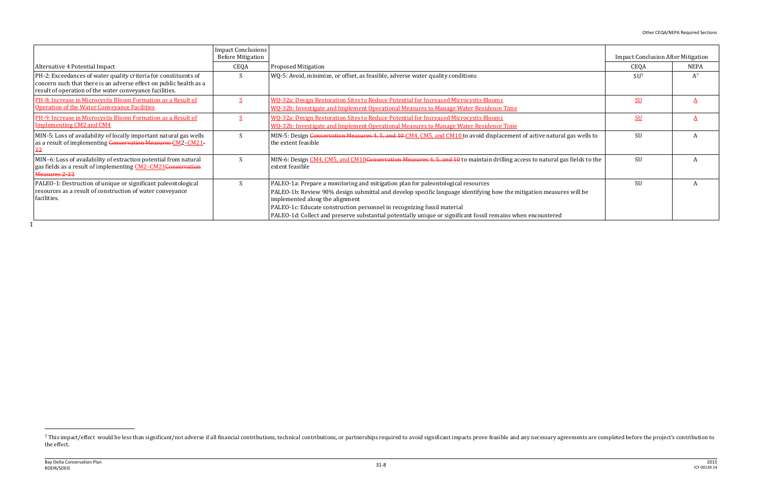| Alternative 4 Potential Impact | Impact Conclusions Before Mitigation CEQA | Proposed Mitigation | Impact Conclusion After Mitigation CEQA | NEPA |
|---|---|---|---|---|
| PH-2: Exceedances of water quality criteria for constituents of concern such that there is an adverse effect on public health as a result of operation of the water conveyance facilities. | S | WQ-5: Avoid, minimize, or offset, as feasible, adverse water quality conditions | SU[7] | A[7] |
| PH-8: Increase in Microcystis Bloom Formation as a Result of Operation of the Water Conveyance Facilities | S | WQ-32a: Design Restoration Sites to Reduce Potential for Increased Microcystis Blooms<br>WQ-32b: Investigate and Implement Operational Measures to Manage Water Residence Time | SU | A |
| PH-9: Increase in Microcystis Bloom Formation as a Result of Implementing CM2 and CM4 | S | WQ-32a: Design Restoration Sites to Reduce Potential for Increased Microcystis Blooms<br>WQ-32b: Investigate and Implement Operational Measures to Manage Water Residence Time | SU | A |
| MIN-5: Loss of availability of locally important natural gas wells as a result of implementing ~~Conservation Measures~~ CM2–CM21~~-22~~ | S | MIN-5: Design ~~Conservation Measures 4, 5, and 10~~ CM4, CM5, and CM10 to avoid displacement of active natural gas wells to the extent feasible | SU | A |
| MIN-6: Loss of availability of extraction potential from natural gas fields as a result of implementing CM2–CM21~~Conservation Measures 2-22~~ | S | MIN-6: Design CM4, CM5, and CM10~~Conservation Measures 4, 5, and 10~~ to maintain drilling access to natural gas fields to the extent feasible | SU | A |
| PALEO-1: Destruction of unique or significant paleontological resources as a result of construction of water conveyance facilities. | S | PALEO-1a: Prepare a monitoring and mitigation plan for paleontological resources<br>PALEO-1b: Review 90% design submittal and develop specific language identifying how the mitigation measures will be implemented along the alignment<br>PALEO-1c: Educate construction personnel in recognizing fossil material<br>PALEO-1d: Collect and preserve substantial potentially unique or significant fossil remains when encountered | SU | A |

[7] This impact/effect would be less than significant/not adverse if all financial contributions, technical contributions, or partnerships required to avoid significant impacts prove feasible and any necessary agreements are completed before the project's contribution to the effect.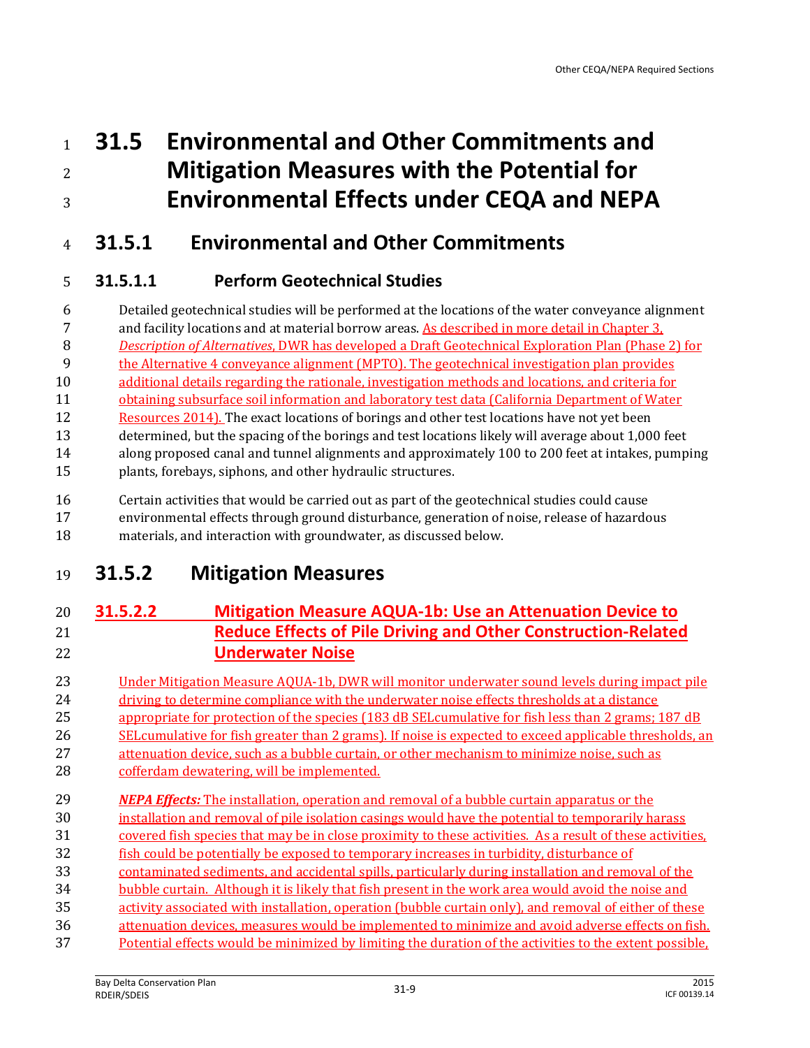# 31.5 Environmental and Other Commitments and Mitigation Measures with the Potential for Environmental Effects under CEQA and NEPA

## 31.5.1 Environmental and Other Commitments

### 31.5.1.1 Perform Geotechnical Studies

Detailed geotechnical studies will be performed at the locations of the water conveyance alignment and facility locations and at material borrow areas. As described in more detail in Chapter 3, *Description of Alternatives*, DWR has developed a Draft Geotechnical Exploration Plan (Phase 2) for the Alternative 4 conveyance alignment (MPTO). The geotechnical investigation plan provides additional details regarding the rationale, investigation methods and locations, and criteria for obtaining subsurface soil information and laboratory test data (California Department of Water Resources 2014). The exact locations of borings and other test locations have not yet been determined, but the spacing of the borings and test locations likely will average about 1,000 feet along proposed canal and tunnel alignments and approximately 100 to 200 feet at intakes, pumping plants, forebays, siphons, and other hydraulic structures.

Certain activities that would be carried out as part of the geotechnical studies could cause environmental effects through ground disturbance, generation of noise, release of hazardous materials, and interaction with groundwater, as discussed below.

## 31.5.2 Mitigation Measures

### 31.5.2.2 Mitigation Measure AQUA-1b: Use an Attenuation Device to Reduce Effects of Pile Driving and Other Construction-Related Underwater Noise

Under Mitigation Measure AQUA-1b, DWR will monitor underwater sound levels during impact pile driving to determine compliance with the underwater noise effects thresholds at a distance appropriate for protection of the species (183 dB SELcumulative for fish less than 2 grams; 187 dB SELcumulative for fish greater than 2 grams). If noise is expected to exceed applicable thresholds, an attenuation device, such as a bubble curtain, or other mechanism to minimize noise, such as cofferdam dewatering, will be implemented.

***NEPA Effects:*** The installation, operation and removal of a bubble curtain apparatus or the installation and removal of pile isolation casings would have the potential to temporarily harass covered fish species that may be in close proximity to these activities. As a result of these activities, fish could be potentially be exposed to temporary increases in turbidity, disturbance of contaminated sediments, and accidental spills, particularly during installation and removal of the bubble curtain. Although it is likely that fish present in the work area would avoid the noise and activity associated with installation, operation (bubble curtain only), and removal of either of these attenuation devices, measures would be implemented to minimize and avoid adverse effects on fish. Potential effects would be minimized by limiting the duration of the activities to the extent possible,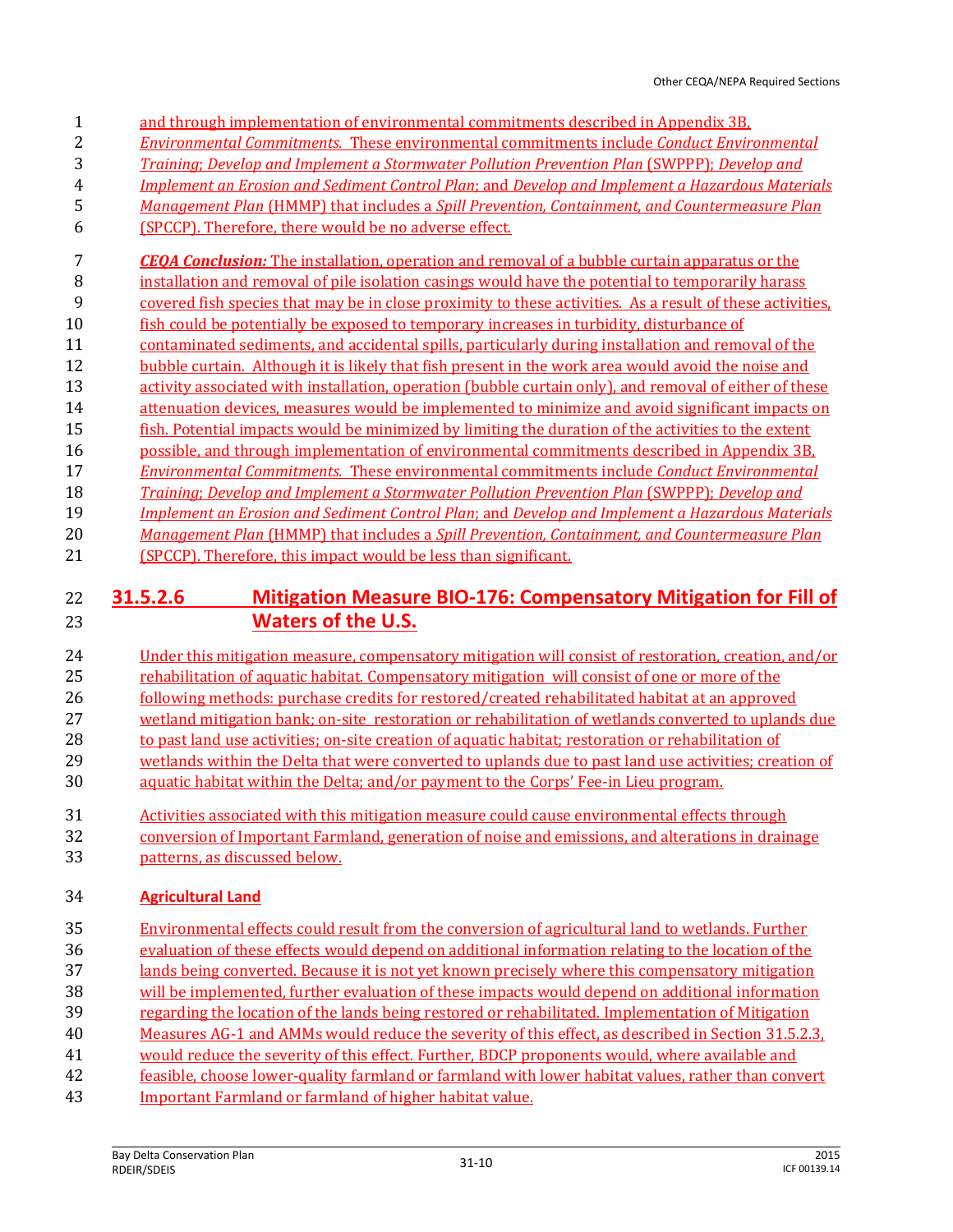and through implementation of environmental commitments described in Appendix 3B, *Environmental Commitments.* These environmental commitments include *Conduct Environmental Training*; *Develop and Implement a Stormwater Pollution Prevention Plan* (SWPPP); *Develop and Implement an Erosion and Sediment Control Plan*; and *Develop and Implement a Hazardous Materials Management Plan* (HMMP) that includes a *Spill Prevention, Containment, and Countermeasure Plan* (SPCCP). Therefore, there would be no adverse effect.

***CEQA Conclusion:*** The installation, operation and removal of a bubble curtain apparatus or the installation and removal of pile isolation casings would have the potential to temporarily harass covered fish species that may be in close proximity to these activities. As a result of these activities, fish could be potentially be exposed to temporary increases in turbidity, disturbance of contaminated sediments, and accidental spills, particularly during installation and removal of the bubble curtain. Although it is likely that fish present in the work area would avoid the noise and activity associated with installation, operation (bubble curtain only), and removal of either of these attenuation devices, measures would be implemented to minimize and avoid significant impacts on fish. Potential impacts would be minimized by limiting the duration of the activities to the extent possible, and through implementation of environmental commitments described in Appendix 3B, *Environmental Commitments.* These environmental commitments include *Conduct Environmental Training*; *Develop and Implement a Stormwater Pollution Prevention Plan* (SWPPP); *Develop and Implement an Erosion and Sediment Control Plan*; and *Develop and Implement a Hazardous Materials Management Plan* (HMMP) that includes a *Spill Prevention, Containment, and Countermeasure Plan* (SPCCP). Therefore, this impact would be less than significant.

## 31.5.2.6 Mitigation Measure BIO-176: Compensatory Mitigation for Fill of Waters of the U.S.

Under this mitigation measure, compensatory mitigation will consist of restoration, creation, and/or rehabilitation of aquatic habitat. Compensatory mitigation will consist of one or more of the following methods: purchase credits for restored/created rehabilitated habitat at an approved wetland mitigation bank; on-site restoration or rehabilitation of wetlands converted to uplands due to past land use activities; on-site creation of aquatic habitat; restoration or rehabilitation of wetlands within the Delta that were converted to uplands due to past land use activities; creation of aquatic habitat within the Delta; and/or payment to the Corps' Fee-in Lieu program.

Activities associated with this mitigation measure could cause environmental effects through conversion of Important Farmland, generation of noise and emissions, and alterations in drainage patterns, as discussed below.

### Agricultural Land

Environmental effects could result from the conversion of agricultural land to wetlands. Further evaluation of these effects would depend on additional information relating to the location of the lands being converted. Because it is not yet known precisely where this compensatory mitigation will be implemented, further evaluation of these impacts would depend on additional information regarding the location of the lands being restored or rehabilitated. Implementation of Mitigation Measures AG-1 and AMMs would reduce the severity of this effect, as described in Section 31.5.2.3, would reduce the severity of this effect. Further, BDCP proponents would, where available and feasible, choose lower-quality farmland or farmland with lower habitat values, rather than convert Important Farmland or farmland of higher habitat value.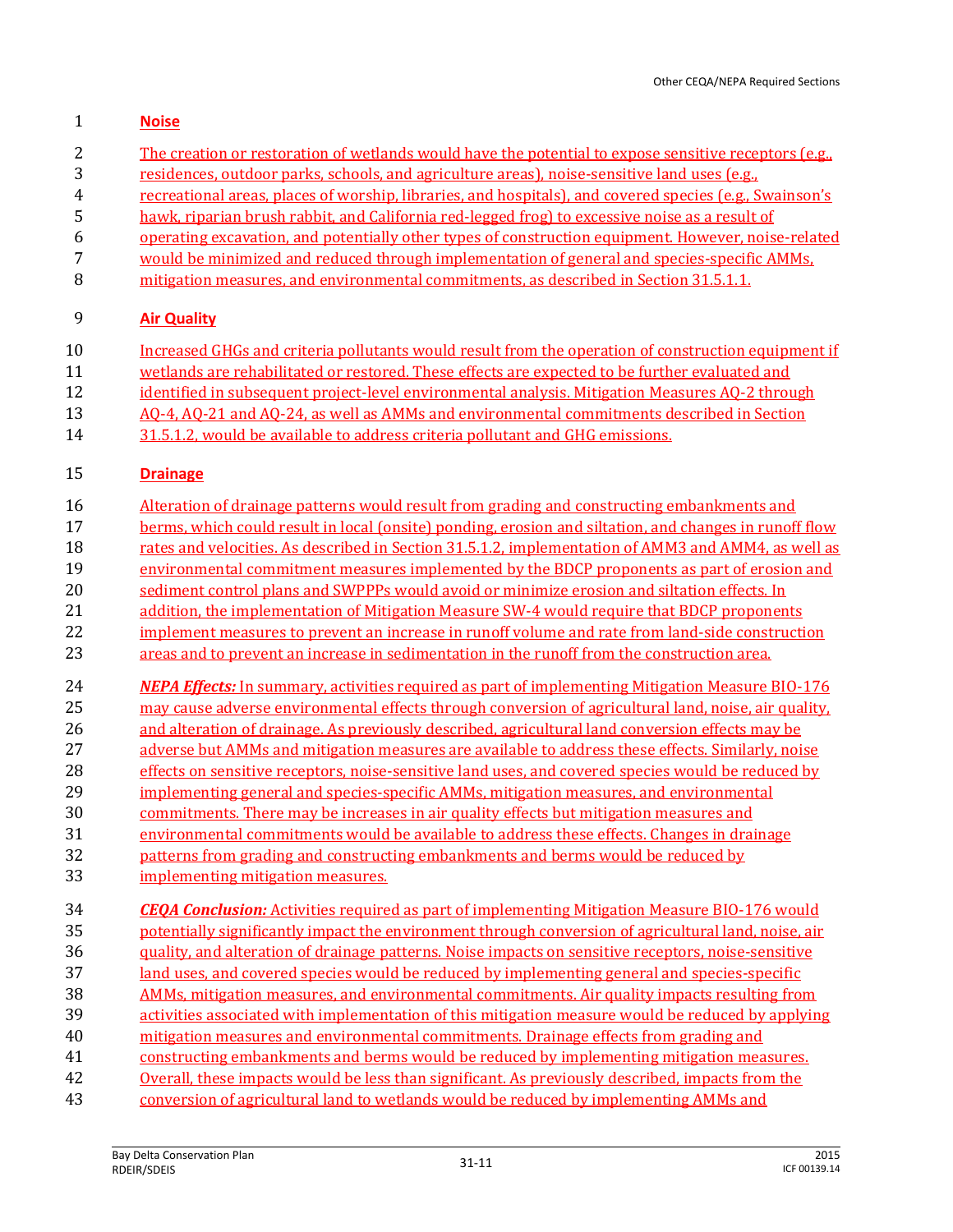**Noise**

The creation or restoration of wetlands would have the potential to expose sensitive receptors (e.g., residences, outdoor parks, schools, and agriculture areas), noise-sensitive land uses (e.g., recreational areas, places of worship, libraries, and hospitals), and covered species (e.g., Swainson's hawk, riparian brush rabbit, and California red-legged frog) to excessive noise as a result of operating excavation, and potentially other types of construction equipment. However, noise-related would be minimized and reduced through implementation of general and species-specific AMMs, mitigation measures, and environmental commitments, as described in Section 31.5.1.1.

**Air Quality**

Increased GHGs and criteria pollutants would result from the operation of construction equipment if wetlands are rehabilitated or restored. These effects are expected to be further evaluated and identified in subsequent project-level environmental analysis. Mitigation Measures AQ-2 through AQ-4, AQ-21 and AQ-24, as well as AMMs and environmental commitments described in Section 31.5.1.2, would be available to address criteria pollutant and GHG emissions.

**Drainage**

Alteration of drainage patterns would result from grading and constructing embankments and berms, which could result in local (onsite) ponding, erosion and siltation, and changes in runoff flow rates and velocities. As described in Section 31.5.1.2, implementation of AMM3 and AMM4, as well as environmental commitment measures implemented by the BDCP proponents as part of erosion and sediment control plans and SWPPPs would avoid or minimize erosion and siltation effects. In addition, the implementation of Mitigation Measure SW-4 would require that BDCP proponents implement measures to prevent an increase in runoff volume and rate from land-side construction areas and to prevent an increase in sedimentation in the runoff from the construction area.

***NEPA Effects:*** In summary, activities required as part of implementing Mitigation Measure BIO-176 may cause adverse environmental effects through conversion of agricultural land, noise, air quality, and alteration of drainage. As previously described, agricultural land conversion effects may be adverse but AMMs and mitigation measures are available to address these effects. Similarly, noise effects on sensitive receptors, noise-sensitive land uses, and covered species would be reduced by implementing general and species-specific AMMs, mitigation measures, and environmental commitments. There may be increases in air quality effects but mitigation measures and environmental commitments would be available to address these effects. Changes in drainage patterns from grading and constructing embankments and berms would be reduced by implementing mitigation measures.

***CEQA Conclusion:*** Activities required as part of implementing Mitigation Measure BIO-176 would potentially significantly impact the environment through conversion of agricultural land, noise, air quality, and alteration of drainage patterns. Noise impacts on sensitive receptors, noise-sensitive land uses, and covered species would be reduced by implementing general and species-specific AMMs, mitigation measures, and environmental commitments. Air quality impacts resulting from activities associated with implementation of this mitigation measure would be reduced by applying mitigation measures and environmental commitments. Drainage effects from grading and constructing embankments and berms would be reduced by implementing mitigation measures. Overall, these impacts would be less than significant. As previously described, impacts from the conversion of agricultural land to wetlands would be reduced by implementing AMMs and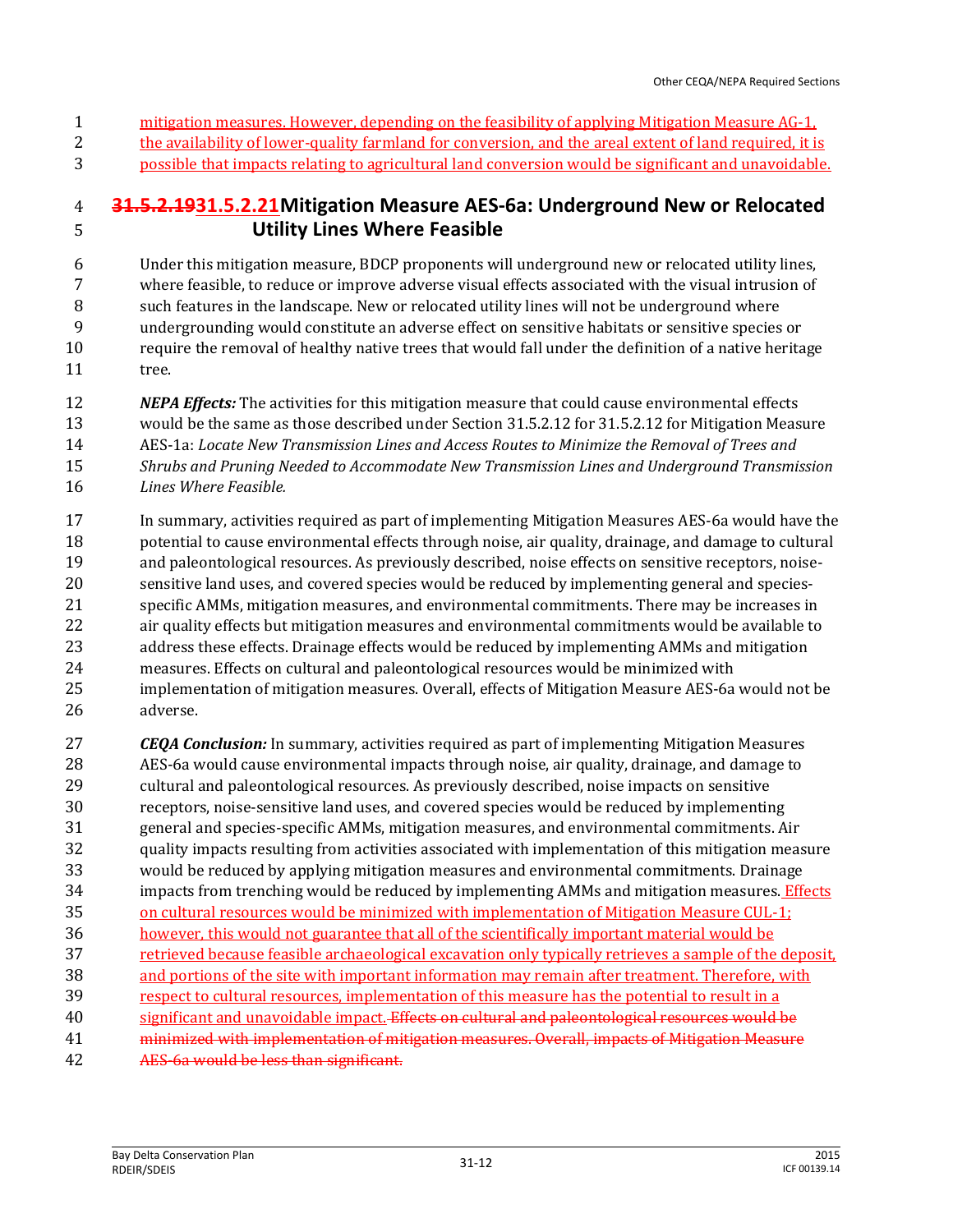mitigation measures. However, depending on the feasibility of applying Mitigation Measure AG-1, the availability of lower-quality farmland for conversion, and the areal extent of land required, it is possible that impacts relating to agricultural land conversion would be significant and unavoidable.

## ~~31.5.2.19~~31.5.2.21 Mitigation Measure AES-6a: Underground New or Relocated Utility Lines Where Feasible

Under this mitigation measure, BDCP proponents will underground new or relocated utility lines, where feasible, to reduce or improve adverse visual effects associated with the visual intrusion of such features in the landscape. New or relocated utility lines will not be underground where undergrounding would constitute an adverse effect on sensitive habitats or sensitive species or require the removal of healthy native trees that would fall under the definition of a native heritage tree.

***NEPA Effects:*** The activities for this mitigation measure that could cause environmental effects would be the same as those described under Section 31.5.2.12 for 31.5.2.12 for Mitigation Measure AES-1a: *Locate New Transmission Lines and Access Routes to Minimize the Removal of Trees and Shrubs and Pruning Needed to Accommodate New Transmission Lines and Underground Transmission Lines Where Feasible.*

In summary, activities required as part of implementing Mitigation Measures AES-6a would have the potential to cause environmental effects through noise, air quality, drainage, and damage to cultural and paleontological resources. As previously described, noise effects on sensitive receptors, noise-sensitive land uses, and covered species would be reduced by implementing general and species-specific AMMs, mitigation measures, and environmental commitments. There may be increases in air quality effects but mitigation measures and environmental commitments would be available to address these effects. Drainage effects would be reduced by implementing AMMs and mitigation measures. Effects on cultural and paleontological resources would be minimized with implementation of mitigation measures. Overall, effects of Mitigation Measure AES-6a would not be adverse.

***CEQA Conclusion:*** In summary, activities required as part of implementing Mitigation Measures AES-6a would cause environmental impacts through noise, air quality, drainage, and damage to cultural and paleontological resources. As previously described, noise impacts on sensitive receptors, noise-sensitive land uses, and covered species would be reduced by implementing general and species-specific AMMs, mitigation measures, and environmental commitments. Air quality impacts resulting from activities associated with implementation of this mitigation measure would be reduced by applying mitigation measures and environmental commitments. Drainage impacts from trenching would be reduced by implementing AMMs and mitigation measures. Effects on cultural resources would be minimized with implementation of Mitigation Measure CUL-1; however, this would not guarantee that all of the scientifically important material would be retrieved because feasible archaeological excavation only typically retrieves a sample of the deposit, and portions of the site with important information may remain after treatment. Therefore, with respect to cultural resources, implementation of this measure has the potential to result in a significant and unavoidable impact. ~~Effects on cultural and paleontological resources would be minimized with implementation of mitigation measures. Overall, impacts of Mitigation Measure AES-6a would be less than significant.~~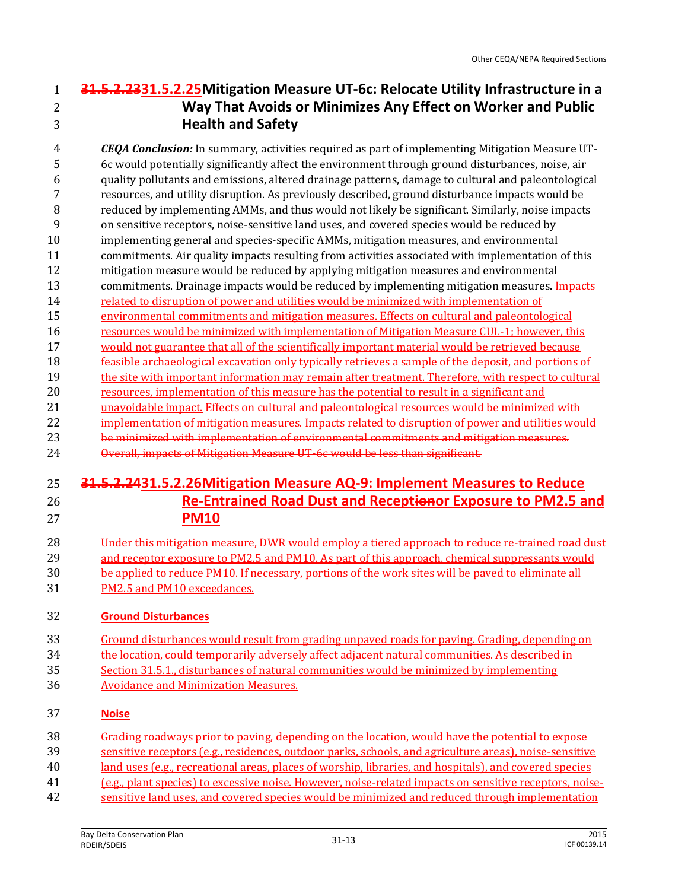### ~~31.5.2.23~~31.5.2.25 Mitigation Measure UT-6c: Relocate Utility Infrastructure in a Way That Avoids or Minimizes Any Effect on Worker and Public Health and Safety

***CEQA Conclusion:*** In summary, activities required as part of implementing Mitigation Measure UT-6c would potentially significantly affect the environment through ground disturbances, noise, air quality pollutants and emissions, altered drainage patterns, damage to cultural and paleontological resources, and utility disruption. As previously described, ground disturbance impacts would be reduced by implementing AMMs, and thus would not likely be significant. Similarly, noise impacts on sensitive receptors, noise-sensitive land uses, and covered species would be reduced by implementing general and species-specific AMMs, mitigation measures, and environmental commitments. Air quality impacts resulting from activities associated with implementation of this mitigation measure would be reduced by applying mitigation measures and environmental commitments. Drainage impacts would be reduced by implementing mitigation measures. Impacts related to disruption of power and utilities would be minimized with implementation of environmental commitments and mitigation measures. Effects on cultural and paleontological resources would be minimized with implementation of Mitigation Measure CUL-1; however, this would not guarantee that all of the scientifically important material would be retrieved because feasible archaeological excavation only typically retrieves a sample of the deposit, and portions of the site with important information may remain after treatment. Therefore, with respect to cultural resources, implementation of this measure has the potential to result in a significant and unavoidable impact. ~~Effects on cultural and paleontological resources would be minimized with implementation of mitigation measures. Impacts related to disruption of power and utilities would be minimized with implementation of environmental commitments and mitigation measures. Overall, impacts of Mitigation Measure UT-6c would be less than significant.~~

### ~~31.5.2.24~~31.5.2.26 Mitigation Measure AQ-9: Implement Measures to Reduce Re-Entrained Road Dust and Recept~~ion~~or Exposure to PM2.5 and PM10

Under this mitigation measure, DWR would employ a tiered approach to reduce re-trained road dust and receptor exposure to PM2.5 and PM10. As part of this approach, chemical suppressants would be applied to reduce PM10. If necessary, portions of the work sites will be paved to eliminate all PM2.5 and PM10 exceedances.

**Ground Disturbances**

Ground disturbances would result from grading unpaved roads for paving. Grading, depending on the location, could temporarily adversely affect adjacent natural communities. As described in Section 31.5.1., disturbances of natural communities would be minimized by implementing Avoidance and Minimization Measures.

**Noise**

Grading roadways prior to paving, depending on the location, would have the potential to expose sensitive receptors (e.g., residences, outdoor parks, schools, and agriculture areas), noise-sensitive land uses (e.g., recreational areas, places of worship, libraries, and hospitals), and covered species (e.g., plant species) to excessive noise. However, noise-related impacts on sensitive receptors, noise-sensitive land uses, and covered species would be minimized and reduced through implementation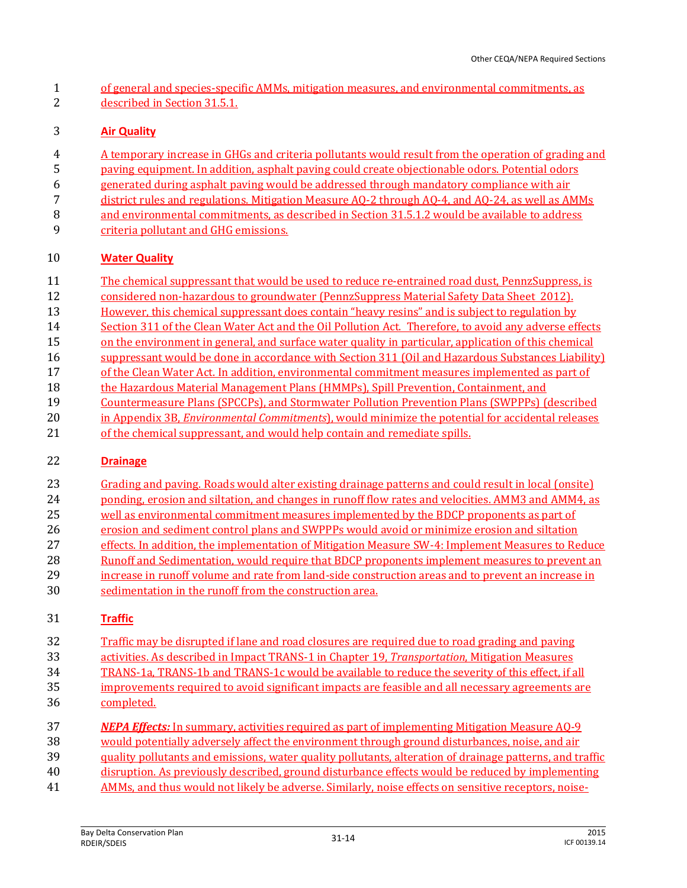of general and species-specific AMMs, mitigation measures, and environmental commitments, as described in Section 31.5.1.

**Air Quality**

A temporary increase in GHGs and criteria pollutants would result from the operation of grading and paving equipment. In addition, asphalt paving could create objectionable odors. Potential odors generated during asphalt paving would be addressed through mandatory compliance with air district rules and regulations. Mitigation Measure AQ-2 through AQ-4, and AQ-24, as well as AMMs and environmental commitments, as described in Section 31.5.1.2 would be available to address criteria pollutant and GHG emissions.

**Water Quality**

The chemical suppressant that would be used to reduce re-entrained road dust, PennzSuppress, is considered non-hazardous to groundwater (PennzSuppress Material Safety Data Sheet 2012). However, this chemical suppressant does contain "heavy resins" and is subject to regulation by Section 311 of the Clean Water Act and the Oil Pollution Act. Therefore, to avoid any adverse effects on the environment in general, and surface water quality in particular, application of this chemical suppressant would be done in accordance with Section 311 (Oil and Hazardous Substances Liability) of the Clean Water Act. In addition, environmental commitment measures implemented as part of the Hazardous Material Management Plans (HMMPs), Spill Prevention, Containment, and Countermeasure Plans (SPCCPs), and Stormwater Pollution Prevention Plans (SWPPPs) (described in Appendix 3B, *Environmental Commitments*), would minimize the potential for accidental releases of the chemical suppressant, and would help contain and remediate spills.

**Drainage**

Grading and paving. Roads would alter existing drainage patterns and could result in local (onsite) ponding, erosion and siltation, and changes in runoff flow rates and velocities. AMM3 and AMM4, as well as environmental commitment measures implemented by the BDCP proponents as part of erosion and sediment control plans and SWPPPs would avoid or minimize erosion and siltation effects. In addition, the implementation of Mitigation Measure SW-4: Implement Measures to Reduce Runoff and Sedimentation, would require that BDCP proponents implement measures to prevent an increase in runoff volume and rate from land-side construction areas and to prevent an increase in sedimentation in the runoff from the construction area.

**Traffic**

Traffic may be disrupted if lane and road closures are required due to road grading and paving activities. As described in Impact TRANS-1 in Chapter 19, *Transportation*, Mitigation Measures TRANS-1a, TRANS-1b and TRANS-1c would be available to reduce the severity of this effect, if all improvements required to avoid significant impacts are feasible and all necessary agreements are completed.

***NEPA Effects:*** In summary, activities required as part of implementing Mitigation Measure AQ-9 would potentially adversely affect the environment through ground disturbances, noise, and air quality pollutants and emissions, water quality pollutants, alteration of drainage patterns, and traffic disruption. As previously described, ground disturbance effects would be reduced by implementing AMMs, and thus would not likely be adverse. Similarly, noise effects on sensitive receptors, noise-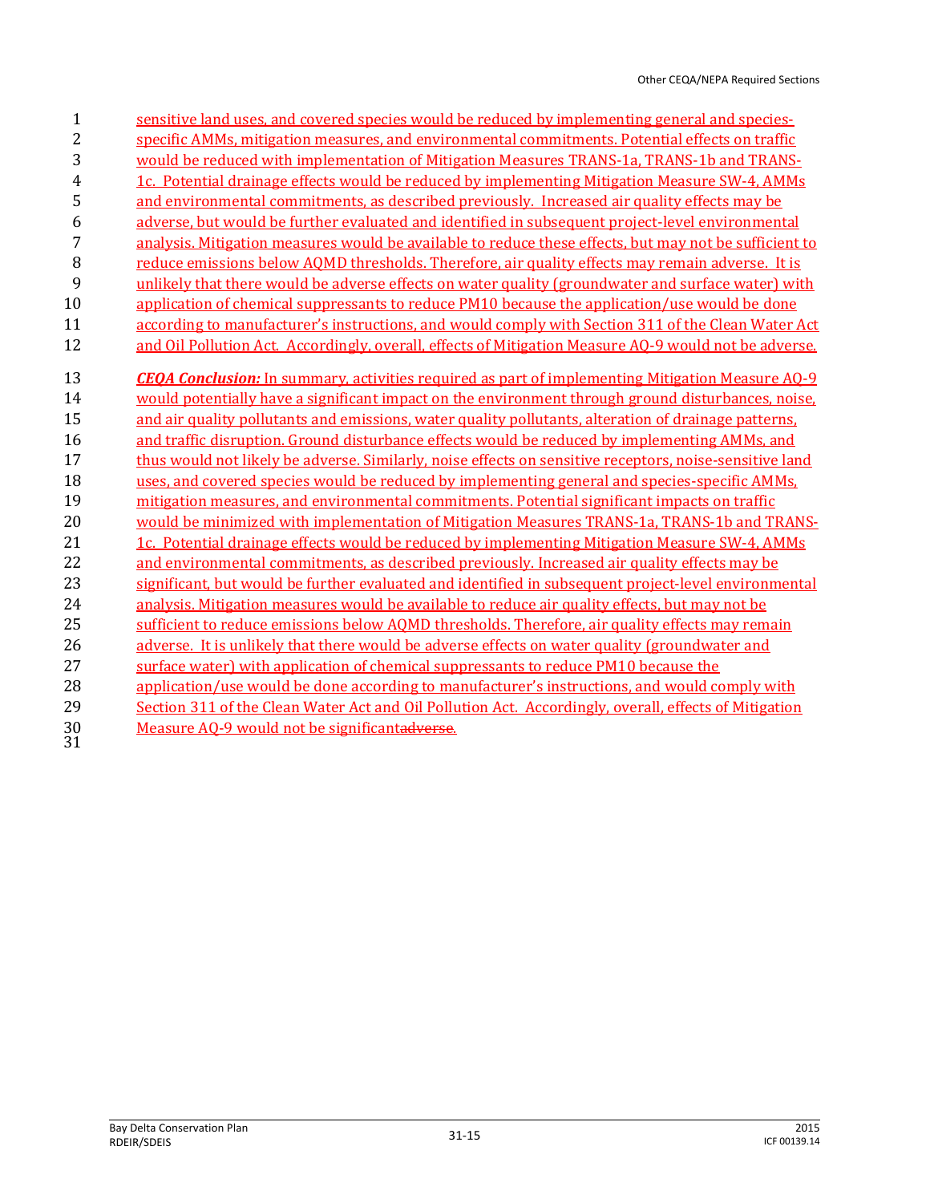sensitive land uses, and covered species would be reduced by implementing general and species-specific AMMs, mitigation measures, and environmental commitments. Potential effects on traffic would be reduced with implementation of Mitigation Measures TRANS-1a, TRANS-1b and TRANS-1c. Potential drainage effects would be reduced by implementing Mitigation Measure SW-4, AMMs and environmental commitments, as described previously. Increased air quality effects may be adverse, but would be further evaluated and identified in subsequent project-level environmental analysis. Mitigation measures would be available to reduce these effects, but may not be sufficient to reduce emissions below AQMD thresholds. Therefore, air quality effects may remain adverse. It is unlikely that there would be adverse effects on water quality (groundwater and surface water) with application of chemical suppressants to reduce PM10 because the application/use would be done according to manufacturer's instructions, and would comply with Section 311 of the Clean Water Act and Oil Pollution Act. Accordingly, overall, effects of Mitigation Measure AQ-9 would not be adverse.

***CEQA Conclusion:*** In summary, activities required as part of implementing Mitigation Measure AQ-9 would potentially have a significant impact on the environment through ground disturbances, noise, and air quality pollutants and emissions, water quality pollutants, alteration of drainage patterns, and traffic disruption. Ground disturbance effects would be reduced by implementing AMMs, and thus would not likely be adverse. Similarly, noise effects on sensitive receptors, noise-sensitive land uses, and covered species would be reduced by implementing general and species-specific AMMs, mitigation measures, and environmental commitments. Potential significant impacts on traffic would be minimized with implementation of Mitigation Measures TRANS-1a, TRANS-1b and TRANS-1c. Potential drainage effects would be reduced by implementing Mitigation Measure SW-4, AMMs and environmental commitments, as described previously. Increased air quality effects may be significant, but would be further evaluated and identified in subsequent project-level environmental analysis. Mitigation measures would be available to reduce air quality effects, but may not be sufficient to reduce emissions below AQMD thresholds. Therefore, air quality effects may remain adverse. It is unlikely that there would be adverse effects on water quality (groundwater and surface water) with application of chemical suppressants to reduce PM10 because the application/use would be done according to manufacturer's instructions, and would comply with Section 311 of the Clean Water Act and Oil Pollution Act. Accordingly, overall, effects of Mitigation Measure AQ-9 would not be significant~~adverse~~.